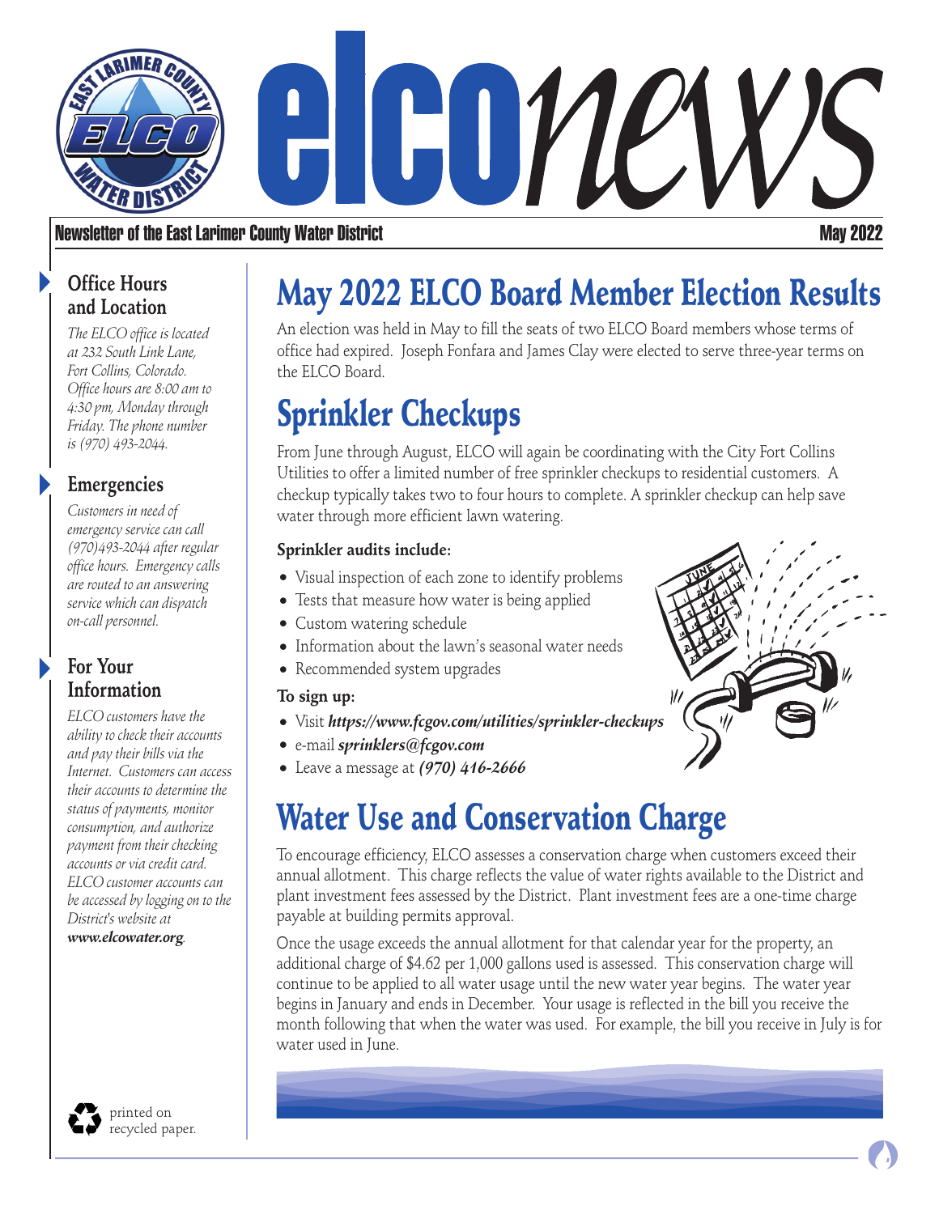# elconews

**Newsletter of the East Larimer County Water District** — **May 2022**

### Office Hours and Location

*The ELCO office is located at 232 South Link Lane, Fort Collins, Colorado. Office hours are 8:00 am to 4:30 pm, Monday through Friday. The phone number is (970) 493-2044.*

### Emergencies

*Customers in need of emergency service can call (970)493-2044 after regular office hours. Emergency calls are routed to an answering service which can dispatch on-call personnel.*

### For Your Information

*ELCO customers have the ability to check their accounts and pay their bills via the Internet. Customers can access their accounts to determine the status of payments, monitor consumption, and authorize payment from their checking accounts or via credit card. ELCO customer accounts can be accessed by logging on to the District's website at **www.elcowater.org**.*

printed on recycled paper.

## May 2022 ELCO Board Member Election Results

An election was held in May to fill the seats of two ELCO Board members whose terms of office had expired. Joseph Fonfara and James Clay were elected to serve three-year terms on the ELCO Board.

## Sprinkler Checkups

From June through August, ELCO will again be coordinating with the City Fort Collins Utilities to offer a limited number of free sprinkler checkups to residential customers. A checkup typically takes two to four hours to complete. A sprinkler checkup can help save water through more efficient lawn watering.

**Sprinkler audits include:**

- Visual inspection of each zone to identify problems
- Tests that measure how water is being applied
- Custom watering schedule
- Information about the lawn's seasonal water needs
- Recommended system upgrades

**To sign up:**

- Visit ***https://www.fcgov.com/utilities/sprinkler-checkups***
- e-mail ***sprinklers@fcgov.com***
- Leave a message at ***(970) 416-2666***

## Water Use and Conservation Charge

To encourage efficiency, ELCO assesses a conservation charge when customers exceed their annual allotment. This charge reflects the value of water rights available to the District and plant investment fees assessed by the District. Plant investment fees are a one-time charge payable at building permits approval.

Once the usage exceeds the annual allotment for that calendar year for the property, an additional charge of $4.62 per 1,000 gallons used is assessed. This conservation charge will continue to be applied to all water usage until the new water year begins. The water year begins in January and ends in December. Your usage is reflected in the bill you receive the month following that when the water was used. For example, the bill you receive in July is for water used in June.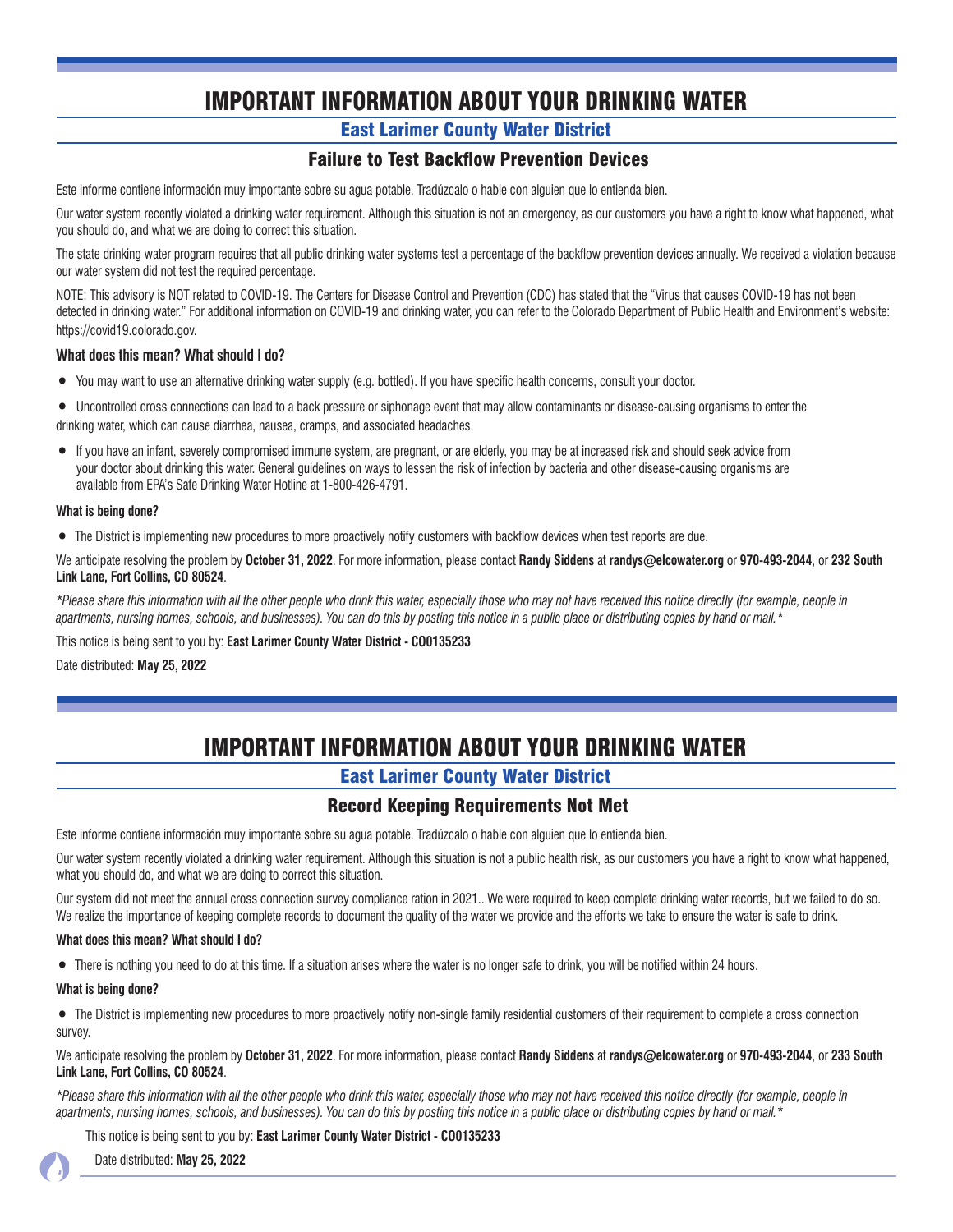# IMPORTANT INFORMATION ABOUT YOUR DRINKING WATER

## East Larimer County Water District

### Failure to Test Backflow Prevention Devices

Este informe contiene información muy importante sobre su agua potable. Tradúzcalo o hable con alguien que lo entienda bien.

Our water system recently violated a drinking water requirement. Although this situation is not an emergency, as our customers you have a right to know what happened, what you should do, and what we are doing to correct this situation.

The state drinking water program requires that all public drinking water systems test a percentage of the backflow prevention devices annually. We received a violation because our water system did not test the required percentage.

NOTE: This advisory is NOT related to COVID-19. The Centers for Disease Control and Prevention (CDC) has stated that the "Virus that causes COVID-19 has not been detected in drinking water." For additional information on COVID-19 and drinking water, you can refer to the Colorado Department of Public Health and Environment's website: https://covid19.colorado.gov.

**What does this mean? What should I do?**

- You may want to use an alternative drinking water supply (e.g. bottled). If you have specific health concerns, consult your doctor.
- Uncontrolled cross connections can lead to a back pressure or siphonage event that may allow contaminants or disease-causing organisms to enter the drinking water, which can cause diarrhea, nausea, cramps, and associated headaches.
- If you have an infant, severely compromised immune system, are pregnant, or are elderly, you may be at increased risk and should seek advice from your doctor about drinking this water. General guidelines on ways to lessen the risk of infection by bacteria and other disease-causing organisms are available from EPA's Safe Drinking Water Hotline at 1-800-426-4791.

**What is being done?**

- The District is implementing new procedures to more proactively notify customers with backflow devices when test reports are due.

We anticipate resolving the problem by **October 31, 2022**. For more information, please contact **Randy Siddens** at **randys@elcowater.org** or **970-493-2044**, or **232 South Link Lane, Fort Collins, CO 80524**.

*\*Please share this information with all the other people who drink this water, especially those who may not have received this notice directly (for example, people in apartments, nursing homes, schools, and businesses). You can do this by posting this notice in a public place or distributing copies by hand or mail.\**

This notice is being sent to you by: **East Larimer County Water District - CO0135233**

Date distributed: **May 25, 2022**

# IMPORTANT INFORMATION ABOUT YOUR DRINKING WATER

## East Larimer County Water District

### Record Keeping Requirements Not Met

Este informe contiene información muy importante sobre su agua potable. Tradúzcalo o hable con alguien que lo entienda bien.

Our water system recently violated a drinking water requirement. Although this situation is not a public health risk, as our customers you have a right to know what happened, what you should do, and what we are doing to correct this situation.

Our system did not meet the annual cross connection survey compliance ration in 2021.. We were required to keep complete drinking water records, but we failed to do so. We realize the importance of keeping complete records to document the quality of the water we provide and the efforts we take to ensure the water is safe to drink.

**What does this mean? What should I do?**

- There is nothing you need to do at this time. If a situation arises where the water is no longer safe to drink, you will be notified within 24 hours.

**What is being done?**

- The District is implementing new procedures to more proactively notify non-single family residential customers of their requirement to complete a cross connection survey.

We anticipate resolving the problem by **October 31, 2022**. For more information, please contact **Randy Siddens** at **randys@elcowater.org** or **970-493-2044**, or **233 South Link Lane, Fort Collins, CO 80524**.

*\*Please share this information with all the other people who drink this water, especially those who may not have received this notice directly (for example, people in apartments, nursing homes, schools, and businesses). You can do this by posting this notice in a public place or distributing copies by hand or mail.\**

This notice is being sent to you by: **East Larimer County Water District - CO0135233**

Date distributed: **May 25, 2022**